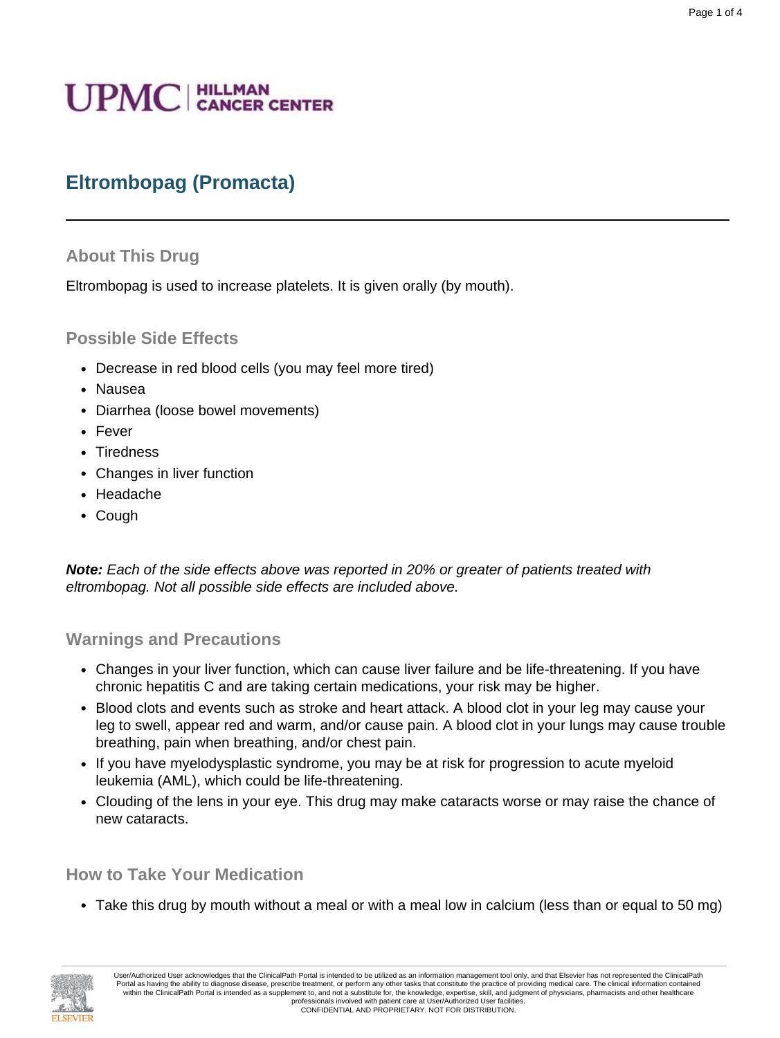UPMC | HILLMAN CANCER CENTER

# Eltrombopag (Promacta)

## About This Drug

Eltrombopag is used to increase platelets. It is given orally (by mouth).

## Possible Side Effects

- Decrease in red blood cells (you may feel more tired)
- Nausea
- Diarrhea (loose bowel movements)
- Fever
- Tiredness
- Changes in liver function
- Headache
- Cough

***Note:*** *Each of the side effects above was reported in 20% or greater of patients treated with eltrombopag. Not all possible side effects are included above.*

## Warnings and Precautions

- Changes in your liver function, which can cause liver failure and be life-threatening. If you have chronic hepatitis C and are taking certain medications, your risk may be higher.
- Blood clots and events such as stroke and heart attack. A blood clot in your leg may cause your leg to swell, appear red and warm, and/or cause pain. A blood clot in your lungs may cause trouble breathing, pain when breathing, and/or chest pain.
- If you have myelodysplastic syndrome, you may be at risk for progression to acute myeloid leukemia (AML), which could be life-threatening.
- Clouding of the lens in your eye. This drug may make cataracts worse or may raise the chance of new cataracts.

## How to Take Your Medication

- Take this drug by mouth without a meal or with a meal low in calcium (less than or equal to 50 mg)

User/Authorized User acknowledges that the ClinicalPath Portal is intended to be utilized as an information management tool only, and that Elsevier has not represented the ClinicalPath Portal as having the ability to diagnose disease, prescribe treatment, or perform any other tasks that constitute the practice of providing medical care. The clinical information contained within the ClinicalPath Portal is intended as a supplement to, and not a substitute for, the knowledge, expertise, skill, and judgment of physicians, pharmacists and other healthcare professionals involved with patient care at User/Authorized User facilities.
CONFIDENTIAL AND PROPRIETARY. NOT FOR DISTRIBUTION.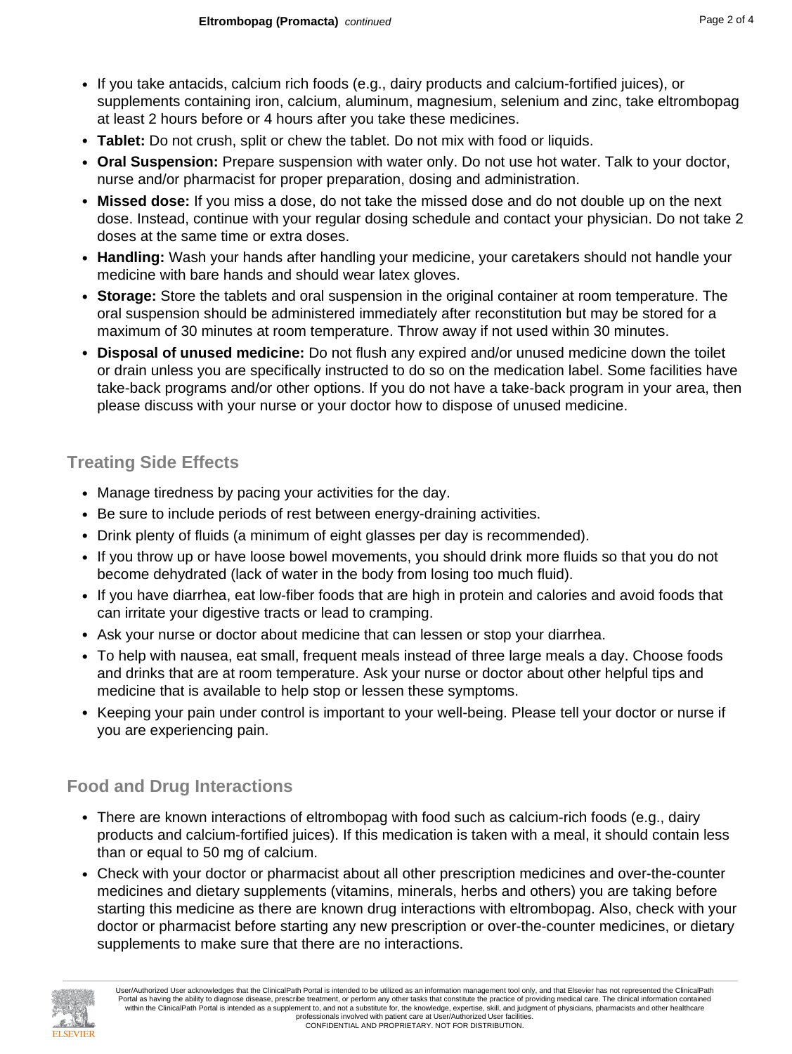- If you take antacids, calcium rich foods (e.g., dairy products and calcium-fortified juices), or supplements containing iron, calcium, aluminum, magnesium, selenium and zinc, take eltrombopag at least 2 hours before or 4 hours after you take these medicines.
- **Tablet:** Do not crush, split or chew the tablet. Do not mix with food or liquids.
- **Oral Suspension:** Prepare suspension with water only. Do not use hot water. Talk to your doctor, nurse and/or pharmacist for proper preparation, dosing and administration.
- **Missed dose:** If you miss a dose, do not take the missed dose and do not double up on the next dose. Instead, continue with your regular dosing schedule and contact your physician. Do not take 2 doses at the same time or extra doses.
- **Handling:** Wash your hands after handling your medicine, your caretakers should not handle your medicine with bare hands and should wear latex gloves.
- **Storage:** Store the tablets and oral suspension in the original container at room temperature. The oral suspension should be administered immediately after reconstitution but may be stored for a maximum of 30 minutes at room temperature. Throw away if not used within 30 minutes.
- **Disposal of unused medicine:** Do not flush any expired and/or unused medicine down the toilet or drain unless you are specifically instructed to do so on the medication label. Some facilities have take-back programs and/or other options. If you do not have a take-back program in your area, then please discuss with your nurse or your doctor how to dispose of unused medicine.

## Treating Side Effects

- Manage tiredness by pacing your activities for the day.
- Be sure to include periods of rest between energy-draining activities.
- Drink plenty of fluids (a minimum of eight glasses per day is recommended).
- If you throw up or have loose bowel movements, you should drink more fluids so that you do not become dehydrated (lack of water in the body from losing too much fluid).
- If you have diarrhea, eat low-fiber foods that are high in protein and calories and avoid foods that can irritate your digestive tracts or lead to cramping.
- Ask your nurse or doctor about medicine that can lessen or stop your diarrhea.
- To help with nausea, eat small, frequent meals instead of three large meals a day. Choose foods and drinks that are at room temperature. Ask your nurse or doctor about other helpful tips and medicine that is available to help stop or lessen these symptoms.
- Keeping your pain under control is important to your well-being. Please tell your doctor or nurse if you are experiencing pain.

## Food and Drug Interactions

- There are known interactions of eltrombopag with food such as calcium-rich foods (e.g., dairy products and calcium-fortified juices). If this medication is taken with a meal, it should contain less than or equal to 50 mg of calcium.
- Check with your doctor or pharmacist about all other prescription medicines and over-the-counter medicines and dietary supplements (vitamins, minerals, herbs and others) you are taking before starting this medicine as there are known drug interactions with eltrombopag. Also, check with your doctor or pharmacist before starting any new prescription or over-the-counter medicines, or dietary supplements to make sure that there are no interactions.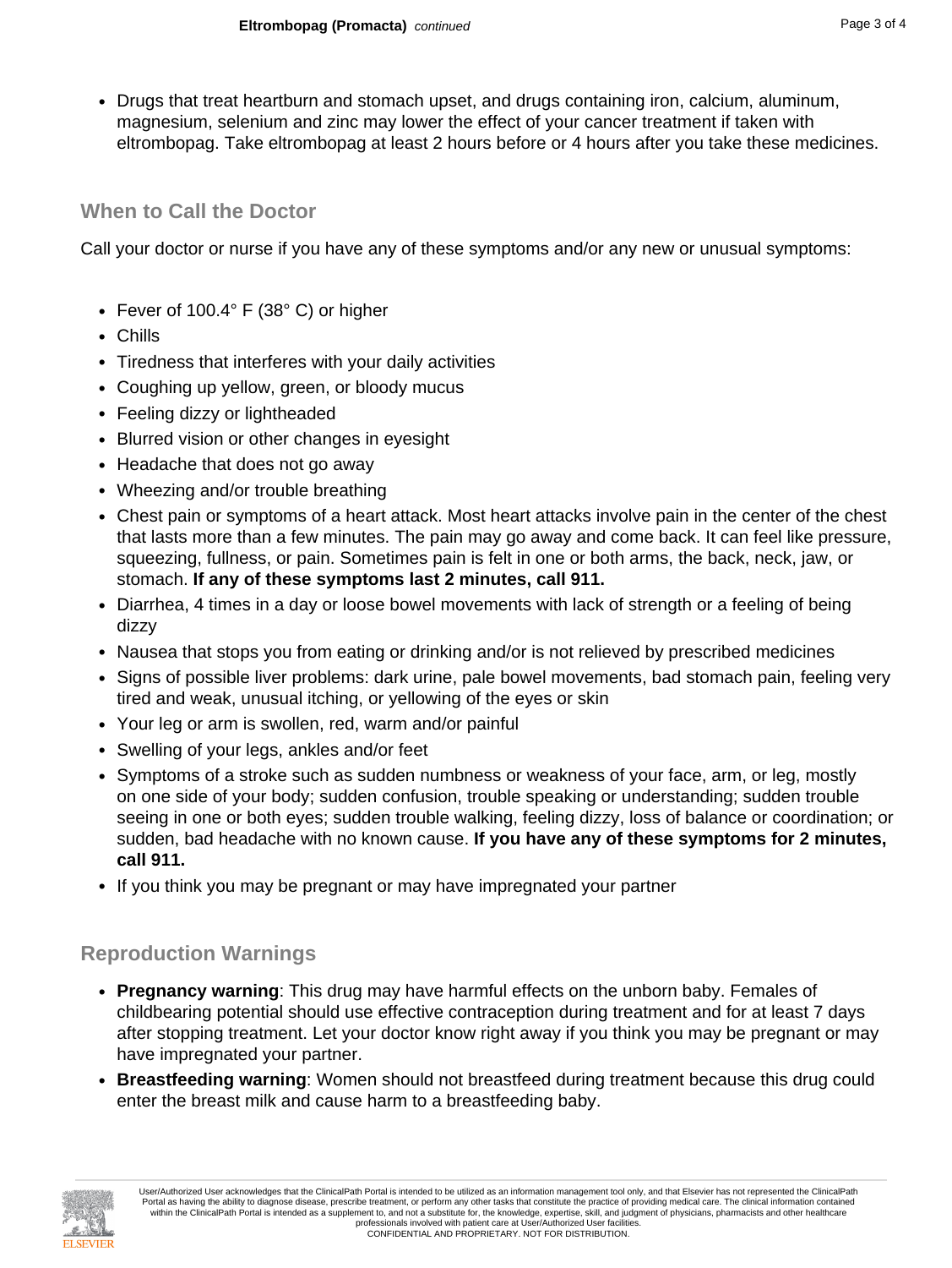- Drugs that treat heartburn and stomach upset, and drugs containing iron, calcium, aluminum, magnesium, selenium and zinc may lower the effect of your cancer treatment if taken with eltrombopag. Take eltrombopag at least 2 hours before or 4 hours after you take these medicines.

## When to Call the Doctor

Call your doctor or nurse if you have any of these symptoms and/or any new or unusual symptoms:

- Fever of 100.4° F (38° C) or higher
- Chills
- Tiredness that interferes with your daily activities
- Coughing up yellow, green, or bloody mucus
- Feeling dizzy or lightheaded
- Blurred vision or other changes in eyesight
- Headache that does not go away
- Wheezing and/or trouble breathing
- Chest pain or symptoms of a heart attack. Most heart attacks involve pain in the center of the chest that lasts more than a few minutes. The pain may go away and come back. It can feel like pressure, squeezing, fullness, or pain. Sometimes pain is felt in one or both arms, the back, neck, jaw, or stomach. **If any of these symptoms last 2 minutes, call 911.**
- Diarrhea, 4 times in a day or loose bowel movements with lack of strength or a feeling of being dizzy
- Nausea that stops you from eating or drinking and/or is not relieved by prescribed medicines
- Signs of possible liver problems: dark urine, pale bowel movements, bad stomach pain, feeling very tired and weak, unusual itching, or yellowing of the eyes or skin
- Your leg or arm is swollen, red, warm and/or painful
- Swelling of your legs, ankles and/or feet
- Symptoms of a stroke such as sudden numbness or weakness of your face, arm, or leg, mostly on one side of your body; sudden confusion, trouble speaking or understanding; sudden trouble seeing in one or both eyes; sudden trouble walking, feeling dizzy, loss of balance or coordination; or sudden, bad headache with no known cause. **If you have any of these symptoms for 2 minutes, call 911.**
- If you think you may be pregnant or may have impregnated your partner

## Reproduction Warnings

- **Pregnancy warning**: This drug may have harmful effects on the unborn baby. Females of childbearing potential should use effective contraception during treatment and for at least 7 days after stopping treatment. Let your doctor know right away if you think you may be pregnant or may have impregnated your partner.
- **Breastfeeding warning**: Women should not breastfeed during treatment because this drug could enter the breast milk and cause harm to a breastfeeding baby.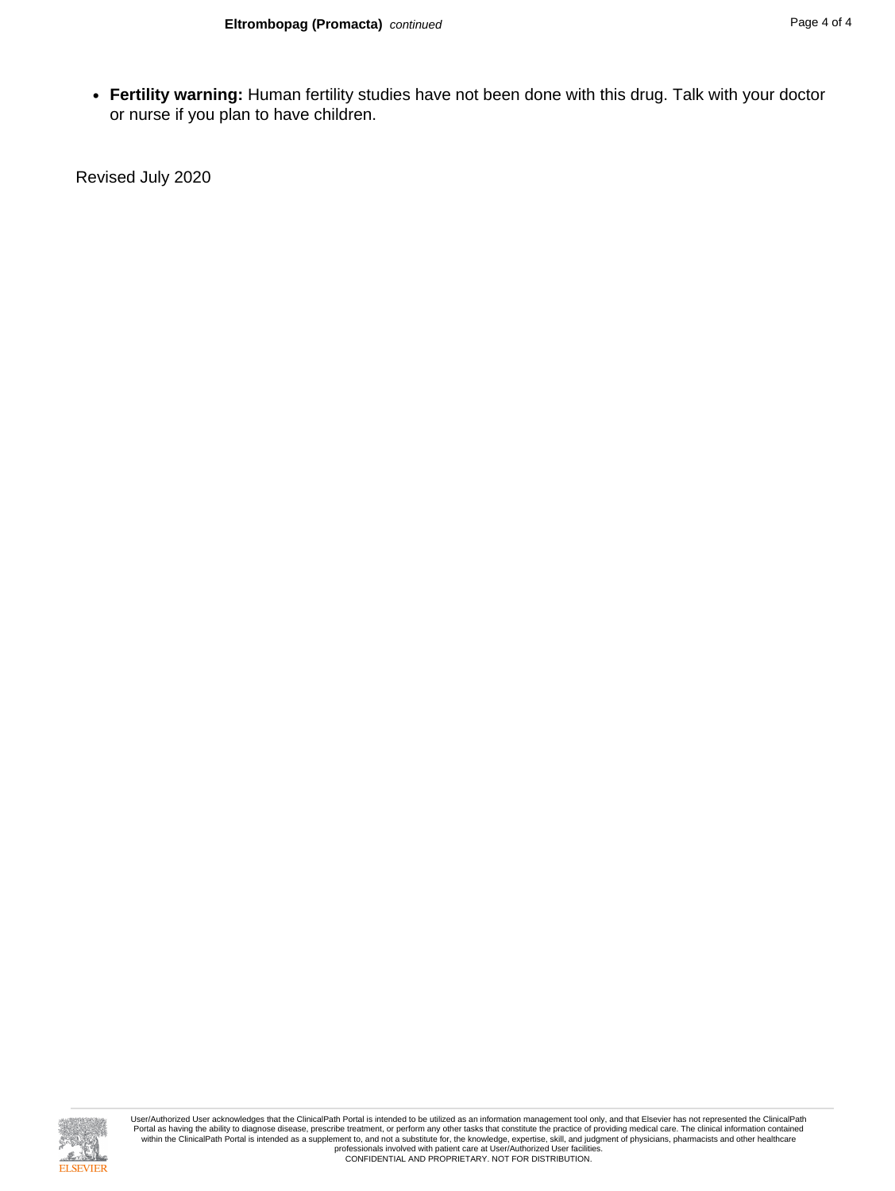- **Fertility warning:** Human fertility studies have not been done with this drug. Talk with your doctor or nurse if you plan to have children.

Revised July 2020